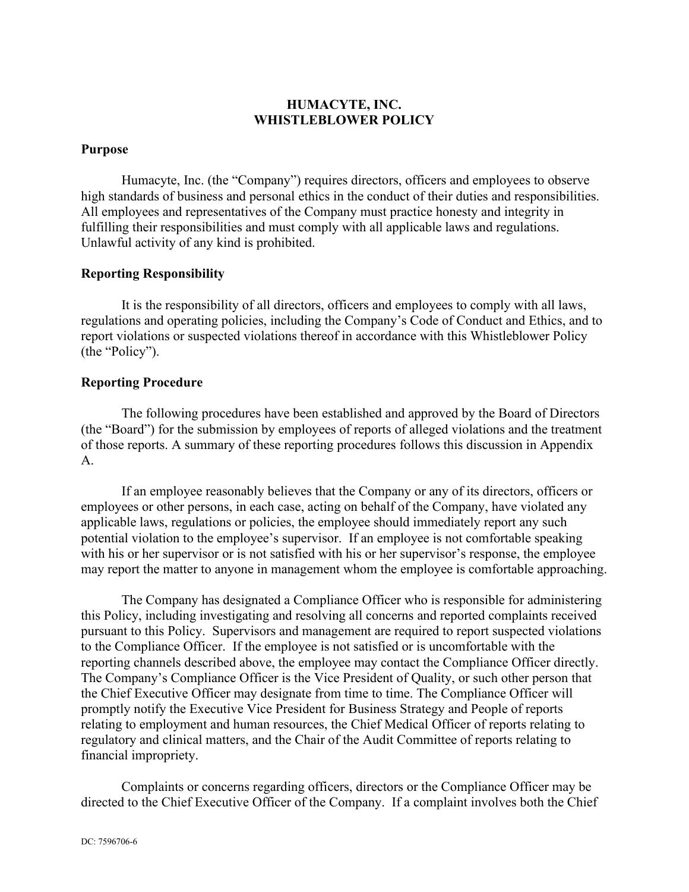# HUMACYTE, INC.
# WHISTLEBLOWER POLICY

## Purpose

Humacyte, Inc. (the "Company") requires directors, officers and employees to observe high standards of business and personal ethics in the conduct of their duties and responsibilities. All employees and representatives of the Company must practice honesty and integrity in fulfilling their responsibilities and must comply with all applicable laws and regulations. Unlawful activity of any kind is prohibited.

## Reporting Responsibility

It is the responsibility of all directors, officers and employees to comply with all laws, regulations and operating policies, including the Company's Code of Conduct and Ethics, and to report violations or suspected violations thereof in accordance with this Whistleblower Policy (the "Policy").

## Reporting Procedure

The following procedures have been established and approved by the Board of Directors (the "Board") for the submission by employees of reports of alleged violations and the treatment of those reports. A summary of these reporting procedures follows this discussion in Appendix A.

If an employee reasonably believes that the Company or any of its directors, officers or employees or other persons, in each case, acting on behalf of the Company, have violated any applicable laws, regulations or policies, the employee should immediately report any such potential violation to the employee's supervisor. If an employee is not comfortable speaking with his or her supervisor or is not satisfied with his or her supervisor's response, the employee may report the matter to anyone in management whom the employee is comfortable approaching.

The Company has designated a Compliance Officer who is responsible for administering this Policy, including investigating and resolving all concerns and reported complaints received pursuant to this Policy. Supervisors and management are required to report suspected violations to the Compliance Officer. If the employee is not satisfied or is uncomfortable with the reporting channels described above, the employee may contact the Compliance Officer directly. The Company's Compliance Officer is the Vice President of Quality, or such other person that the Chief Executive Officer may designate from time to time. The Compliance Officer will promptly notify the Executive Vice President for Business Strategy and People of reports relating to employment and human resources, the Chief Medical Officer of reports relating to regulatory and clinical matters, and the Chair of the Audit Committee of reports relating to financial impropriety.

Complaints or concerns regarding officers, directors or the Compliance Officer may be directed to the Chief Executive Officer of the Company. If a complaint involves both the Chief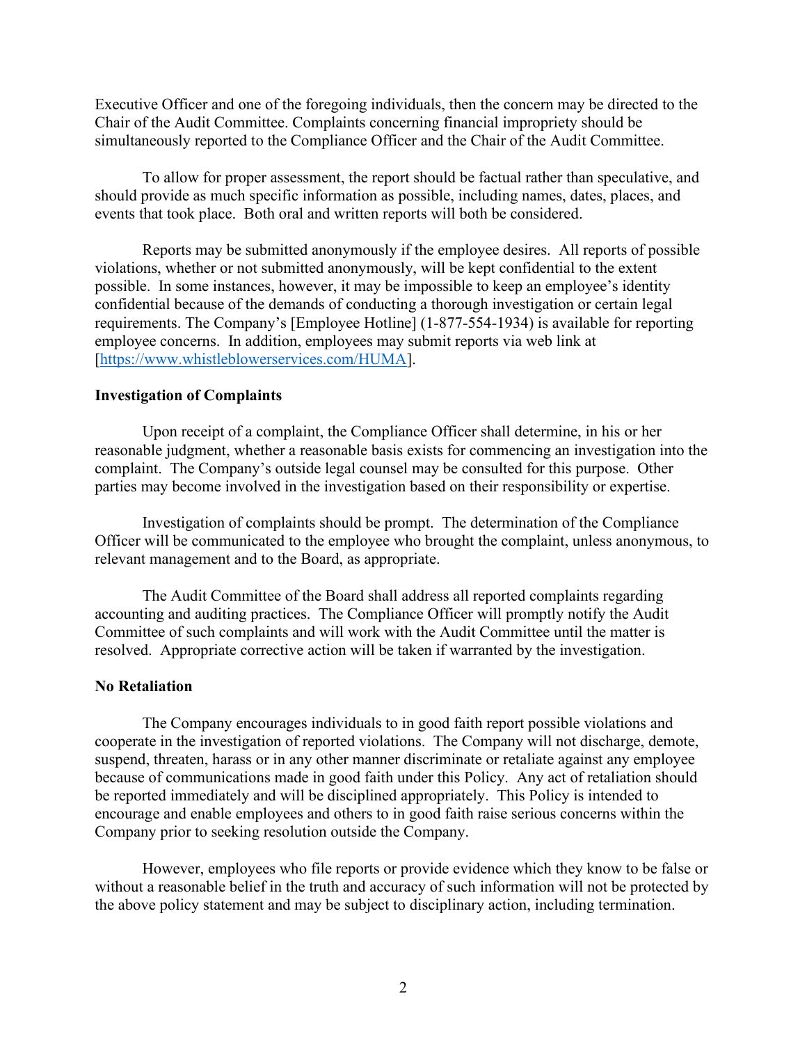Executive Officer and one of the foregoing individuals, then the concern may be directed to the Chair of the Audit Committee. Complaints concerning financial impropriety should be simultaneously reported to the Compliance Officer and the Chair of the Audit Committee.

To allow for proper assessment, the report should be factual rather than speculative, and should provide as much specific information as possible, including names, dates, places, and events that took place. Both oral and written reports will both be considered.

Reports may be submitted anonymously if the employee desires. All reports of possible violations, whether or not submitted anonymously, will be kept confidential to the extent possible. In some instances, however, it may be impossible to keep an employee's identity confidential because of the demands of conducting a thorough investigation or certain legal requirements. The Company's [Employee Hotline] (1-877-554-1934) is available for reporting employee concerns. In addition, employees may submit reports via web link at [https://www.whistleblowerservices.com/HUMA].

**Investigation of Complaints**

Upon receipt of a complaint, the Compliance Officer shall determine, in his or her reasonable judgment, whether a reasonable basis exists for commencing an investigation into the complaint. The Company's outside legal counsel may be consulted for this purpose. Other parties may become involved in the investigation based on their responsibility or expertise.

Investigation of complaints should be prompt. The determination of the Compliance Officer will be communicated to the employee who brought the complaint, unless anonymous, to relevant management and to the Board, as appropriate.

The Audit Committee of the Board shall address all reported complaints regarding accounting and auditing practices. The Compliance Officer will promptly notify the Audit Committee of such complaints and will work with the Audit Committee until the matter is resolved. Appropriate corrective action will be taken if warranted by the investigation.

**No Retaliation**

The Company encourages individuals to in good faith report possible violations and cooperate in the investigation of reported violations. The Company will not discharge, demote, suspend, threaten, harass or in any other manner discriminate or retaliate against any employee because of communications made in good faith under this Policy. Any act of retaliation should be reported immediately and will be disciplined appropriately. This Policy is intended to encourage and enable employees and others to in good faith raise serious concerns within the Company prior to seeking resolution outside the Company.

However, employees who file reports or provide evidence which they know to be false or without a reasonable belief in the truth and accuracy of such information will not be protected by the above policy statement and may be subject to disciplinary action, including termination.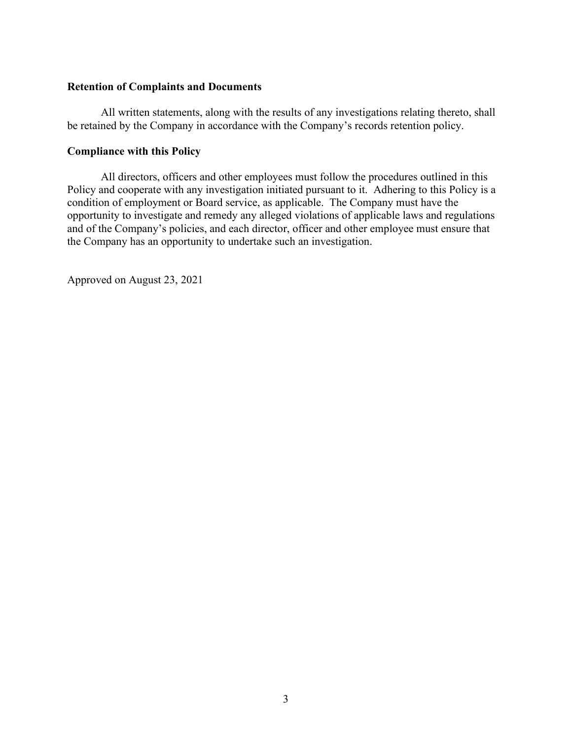**Retention of Complaints and Documents**

All written statements, along with the results of any investigations relating thereto, shall be retained by the Company in accordance with the Company's records retention policy.

**Compliance with this Policy**

All directors, officers and other employees must follow the procedures outlined in this Policy and cooperate with any investigation initiated pursuant to it. Adhering to this Policy is a condition of employment or Board service, as applicable. The Company must have the opportunity to investigate and remedy any alleged violations of applicable laws and regulations and of the Company's policies, and each director, officer and other employee must ensure that the Company has an opportunity to undertake such an investigation.

Approved on August 23, 2021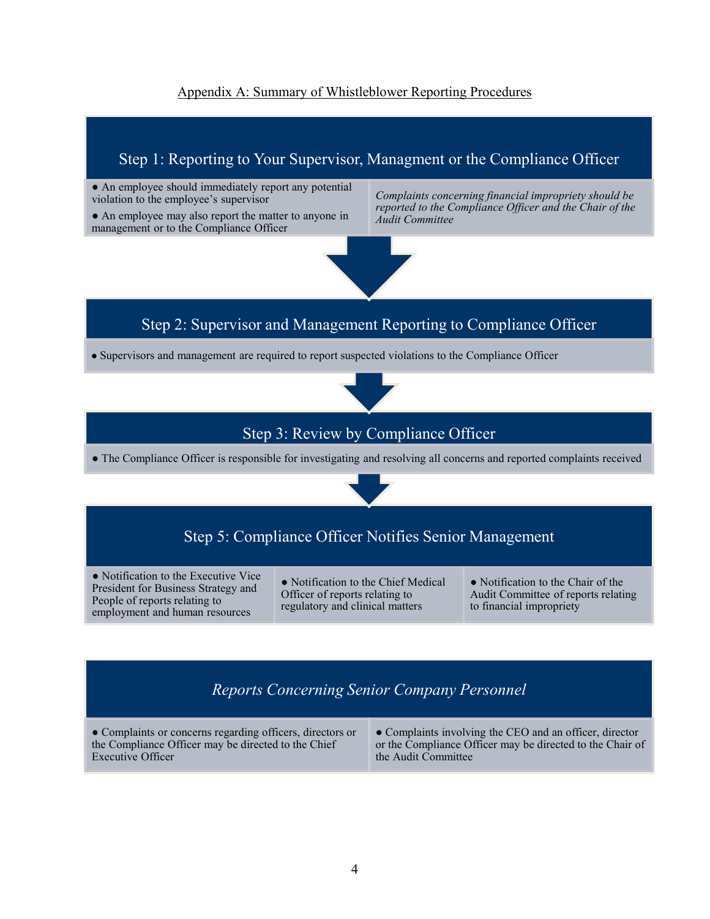## Appendix A: Summary of Whistleblower Reporting Procedures

### Step 1: Reporting to Your Supervisor, Managment or the Compliance Officer

- An employee should immediately report any potential violation to the employee's supervisor
- An employee may also report the matter to anyone in management or to the Compliance Officer

*Complaints concerning financial impropriety should be reported to the Compliance Officer and the Chair of the Audit Committee*

### Step 2: Supervisor and Management Reporting to Compliance Officer

- Supervisors and management are required to report suspected violations to the Compliance Officer

### Step 3: Review by Compliance Officer

- The Compliance Officer is responsible for investigating and resolving all concerns and reported complaints received

### Step 5: Compliance Officer Notifies Senior Management

- Notification to the Executive Vice President for Business Strategy and People of reports relating to employment and human resources
- Notification to the Chief Medical Officer of reports relating to regulatory and clinical matters
- Notification to the Chair of the Audit Committee of reports relating to financial impropriety

### *Reports Concerning Senior Company Personnel*

- Complaints or concerns regarding officers, directors or the Compliance Officer may be directed to the Chief Executive Officer
- Complaints involving the CEO and an officer, director or the Compliance Officer may be directed to the Chair of the Audit Committee